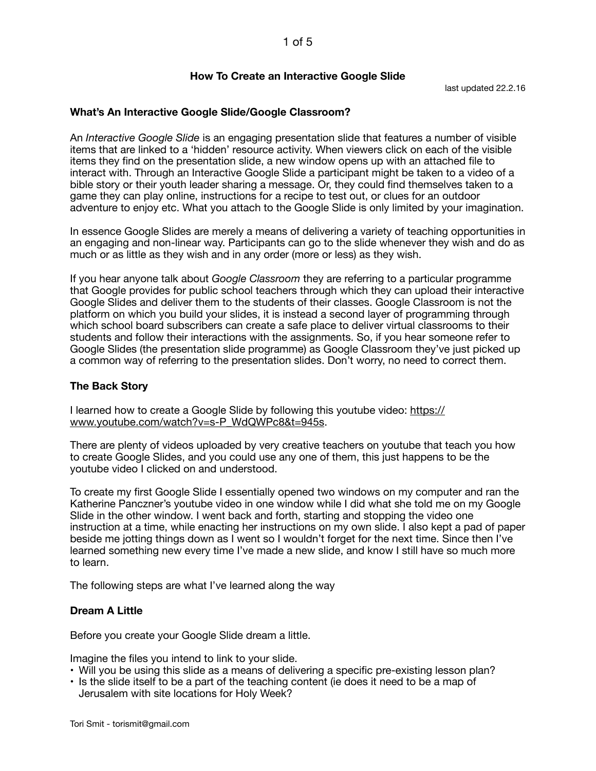# How To Create an Interactive Google Slide

last updated 22.2.16

## What's An Interactive Google Slide/Google Classroom?

An *Interactive Google Slide* is an engaging presentation slide that features a number of visible items that are linked to a 'hidden' resource activity. When viewers click on each of the visible items they find on the presentation slide, a new window opens up with an attached file to interact with. Through an Interactive Google Slide a participant might be taken to a video of a bible story or their youth leader sharing a message. Or, they could find themselves taken to a game they can play online, instructions for a recipe to test out, or clues for an outdoor adventure to enjoy etc. What you attach to the Google Slide is only limited by your imagination.

In essence Google Slides are merely a means of delivering a variety of teaching opportunities in an engaging and non-linear way. Participants can go to the slide whenever they wish and do as much or as little as they wish and in any order (more or less) as they wish.

If you hear anyone talk about *Google Classroom* they are referring to a particular programme that Google provides for public school teachers through which they can upload their interactive Google Slides and deliver them to the students of their classes. Google Classroom is not the platform on which you build your slides, it is instead a second layer of programming through which school board subscribers can create a safe place to deliver virtual classrooms to their students and follow their interactions with the assignments. So, if you hear someone refer to Google Slides (the presentation slide programme) as Google Classroom they've just picked up a common way of referring to the presentation slides. Don't worry, no need to correct them.

## The Back Story

I learned how to create a Google Slide by following this youtube video: https://www.youtube.com/watch?v=s-P_WdQWPc8&t=945s.

There are plenty of videos uploaded by very creative teachers on youtube that teach you how to create Google Slides, and you could use any one of them, this just happens to be the youtube video I clicked on and understood.

To create my first Google Slide I essentially opened two windows on my computer and ran the Katherine Panczner's youtube video in one window while I did what she told me on my Google Slide in the other window. I went back and forth, starting and stopping the video one instruction at a time, while enacting her instructions on my own slide. I also kept a pad of paper beside me jotting things down as I went so I wouldn't forget for the next time. Since then I've learned something new every time I've made a new slide, and know I still have so much more to learn.

The following steps are what I've learned along the way

## Dream A Little

Before you create your Google Slide dream a little.

Imagine the files you intend to link to your slide.

- Will you be using this slide as a means of delivering a specific pre-existing lesson plan?
- Is the slide itself to be a part of the teaching content (ie does it need to be a map of Jerusalem with site locations for Holy Week?

Tori Smit - torismit@gmail.com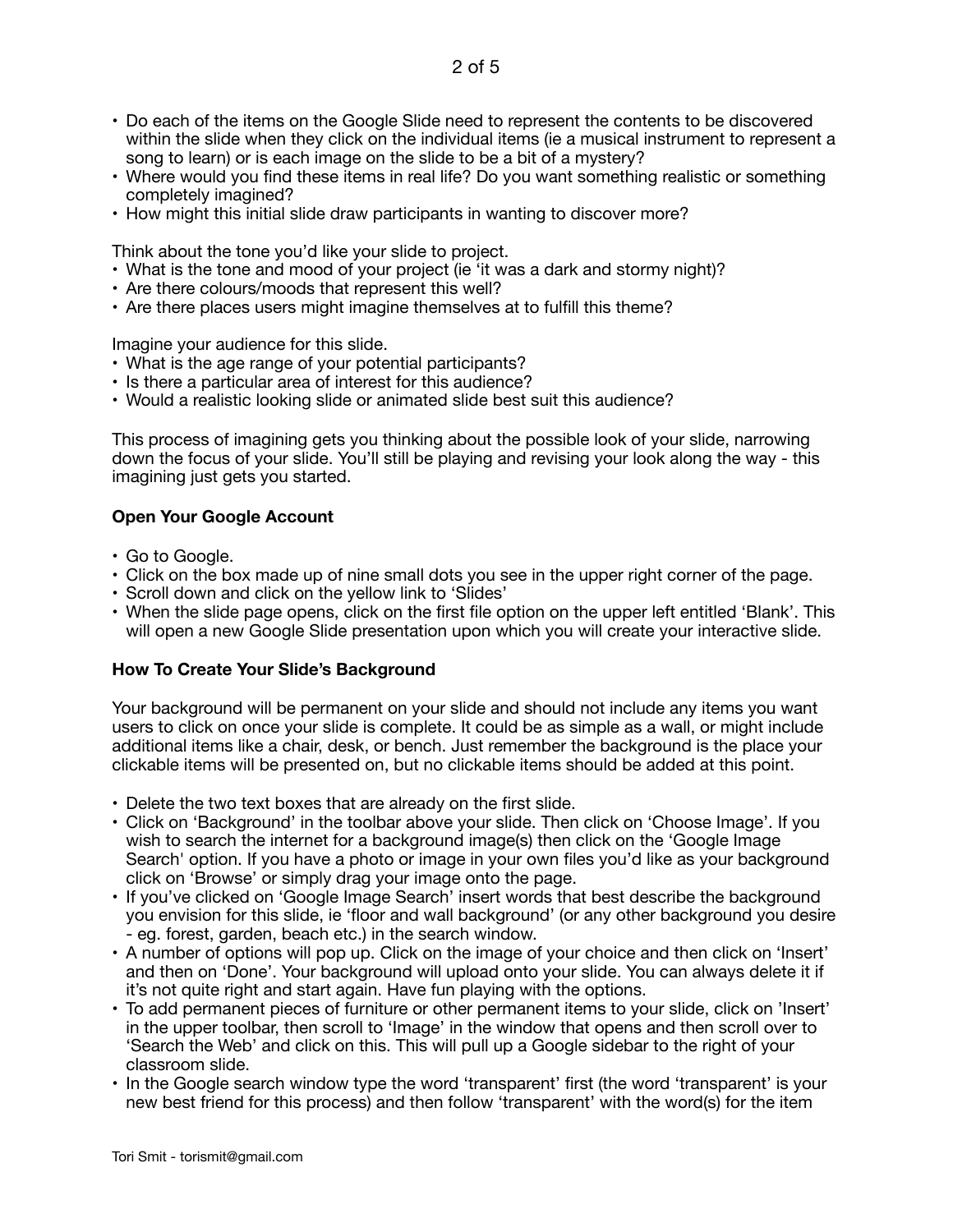- Do each of the items on the Google Slide need to represent the contents to be discovered within the slide when they click on the individual items (ie a musical instrument to represent a song to learn) or is each image on the slide to be a bit of a mystery?
- Where would you find these items in real life? Do you want something realistic or something completely imagined?
- How might this initial slide draw participants in wanting to discover more?

Think about the tone you'd like your slide to project.

- What is the tone and mood of your project (ie 'it was a dark and stormy night)?
- Are there colours/moods that represent this well?
- Are there places users might imagine themselves at to fulfill this theme?

Imagine your audience for this slide.

- What is the age range of your potential participants?
- Is there a particular area of interest for this audience?
- Would a realistic looking slide or animated slide best suit this audience?

This process of imagining gets you thinking about the possible look of your slide, narrowing down the focus of your slide. You'll still be playing and revising your look along the way - this imagining just gets you started.

**Open Your Google Account**

- Go to Google.
- Click on the box made up of nine small dots you see in the upper right corner of the page.
- Scroll down and click on the yellow link to 'Slides'
- When the slide page opens, click on the first file option on the upper left entitled 'Blank'. This will open a new Google Slide presentation upon which you will create your interactive slide.

**How To Create Your Slide's Background**

Your background will be permanent on your slide and should not include any items you want users to click on once your slide is complete. It could be as simple as a wall, or might include additional items like a chair, desk, or bench. Just remember the background is the place your clickable items will be presented on, but no clickable items should be added at this point.

- Delete the two text boxes that are already on the first slide.
- Click on 'Background' in the toolbar above your slide. Then click on 'Choose Image'. If you wish to search the internet for a background image(s) then click on the 'Google Image Search' option. If you have a photo or image in your own files you'd like as your background click on 'Browse' or simply drag your image onto the page.
- If you've clicked on 'Google Image Search' insert words that best describe the background you envision for this slide, ie 'floor and wall background' (or any other background you desire - eg. forest, garden, beach etc.) in the search window.
- A number of options will pop up. Click on the image of your choice and then click on 'Insert' and then on 'Done'. Your background will upload onto your slide. You can always delete it if it's not quite right and start again. Have fun playing with the options.
- To add permanent pieces of furniture or other permanent items to your slide, click on 'Insert' in the upper toolbar, then scroll to 'Image' in the window that opens and then scroll over to 'Search the Web' and click on this. This will pull up a Google sidebar to the right of your classroom slide.
- In the Google search window type the word 'transparent' first (the word 'transparent' is your new best friend for this process) and then follow 'transparent' with the word(s) for the item

Tori Smit - torismit@gmail.com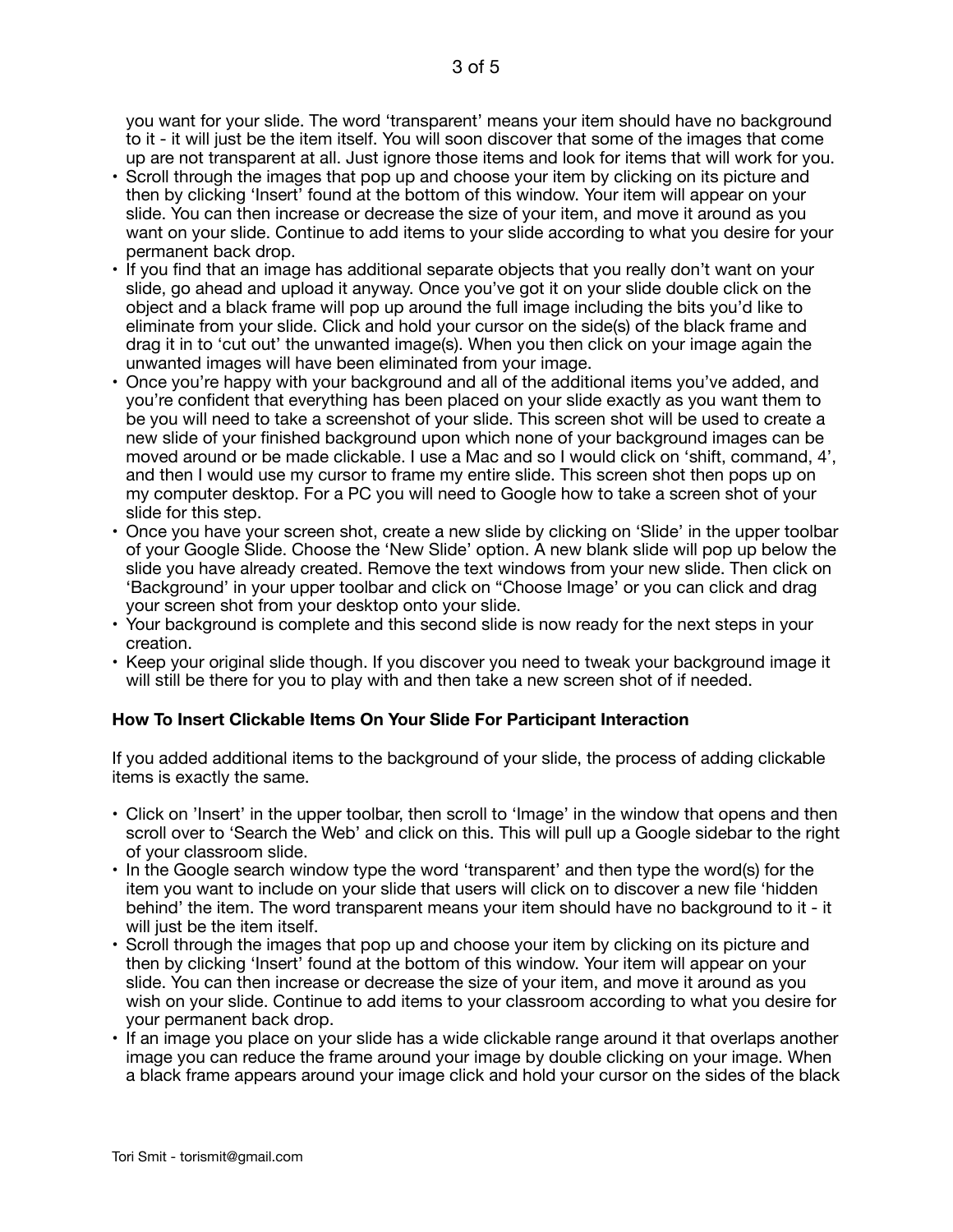you want for your slide. The word 'transparent' means your item should have no background to it - it will just be the item itself. You will soon discover that some of the images that come up are not transparent at all. Just ignore those items and look for items that will work for you.

- Scroll through the images that pop up and choose your item by clicking on its picture and then by clicking 'Insert' found at the bottom of this window. Your item will appear on your slide. You can then increase or decrease the size of your item, and move it around as you want on your slide. Continue to add items to your slide according to what you desire for your permanent back drop.
- If you find that an image has additional separate objects that you really don't want on your slide, go ahead and upload it anyway. Once you've got it on your slide double click on the object and a black frame will pop up around the full image including the bits you'd like to eliminate from your slide. Click and hold your cursor on the side(s) of the black frame and drag it in to 'cut out' the unwanted image(s). When you then click on your image again the unwanted images will have been eliminated from your image.
- Once you're happy with your background and all of the additional items you've added, and you're confident that everything has been placed on your slide exactly as you want them to be you will need to take a screenshot of your slide. This screen shot will be used to create a new slide of your finished background upon which none of your background images can be moved around or be made clickable. I use a Mac and so I would click on 'shift, command, 4', and then I would use my cursor to frame my entire slide. This screen shot then pops up on my computer desktop. For a PC you will need to Google how to take a screen shot of your slide for this step.
- Once you have your screen shot, create a new slide by clicking on 'Slide' in the upper toolbar of your Google Slide. Choose the 'New Slide' option. A new blank slide will pop up below the slide you have already created. Remove the text windows from your new slide. Then click on 'Background' in your upper toolbar and click on "Choose Image' or you can click and drag your screen shot from your desktop onto your slide.
- Your background is complete and this second slide is now ready for the next steps in your creation.
- Keep your original slide though. If you discover you need to tweak your background image it will still be there for you to play with and then take a new screen shot of if needed.

**How To Insert Clickable Items On Your Slide For Participant Interaction**

If you added additional items to the background of your slide, the process of adding clickable items is exactly the same.

- Click on 'Insert' in the upper toolbar, then scroll to 'Image' in the window that opens and then scroll over to 'Search the Web' and click on this. This will pull up a Google sidebar to the right of your classroom slide.
- In the Google search window type the word 'transparent' and then type the word(s) for the item you want to include on your slide that users will click on to discover a new file 'hidden behind' the item. The word transparent means your item should have no background to it - it will just be the item itself.
- Scroll through the images that pop up and choose your item by clicking on its picture and then by clicking 'Insert' found at the bottom of this window. Your item will appear on your slide. You can then increase or decrease the size of your item, and move it around as you wish on your slide. Continue to add items to your classroom according to what you desire for your permanent back drop.
- If an image you place on your slide has a wide clickable range around it that overlaps another image you can reduce the frame around your image by double clicking on your image. When a black frame appears around your image click and hold your cursor on the sides of the black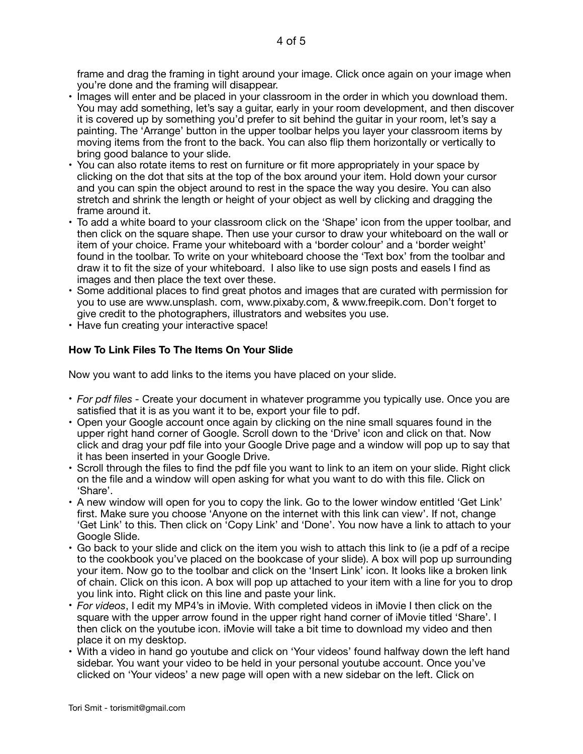frame and drag the framing in tight around your image. Click once again on your image when you're done and the framing will disappear.

- Images will enter and be placed in your classroom in the order in which you download them. You may add something, let's say a guitar, early in your room development, and then discover it is covered up by something you'd prefer to sit behind the guitar in your room, let's say a painting. The 'Arrange' button in the upper toolbar helps you layer your classroom items by moving items from the front to the back. You can also flip them horizontally or vertically to bring good balance to your slide.
- You can also rotate items to rest on furniture or fit more appropriately in your space by clicking on the dot that sits at the top of the box around your item. Hold down your cursor and you can spin the object around to rest in the space the way you desire. You can also stretch and shrink the length or height of your object as well by clicking and dragging the frame around it.
- To add a white board to your classroom click on the 'Shape' icon from the upper toolbar, and then click on the square shape. Then use your cursor to draw your whiteboard on the wall or item of your choice. Frame your whiteboard with a 'border colour' and a 'border weight' found in the toolbar. To write on your whiteboard choose the 'Text box' from the toolbar and draw it to fit the size of your whiteboard. I also like to use sign posts and easels I find as images and then place the text over these.
- Some additional places to find great photos and images that are curated with permission for you to use are www.unsplash. com, www.pixaby.com, & www.freepik.com. Don't forget to give credit to the photographers, illustrators and websites you use.
- Have fun creating your interactive space!

**How To Link Files To The Items On Your Slide**

Now you want to add links to the items you have placed on your slide.

- *For pdf files* - Create your document in whatever programme you typically use. Once you are satisfied that it is as you want it to be, export your file to pdf.
- Open your Google account once again by clicking on the nine small squares found in the upper right hand corner of Google. Scroll down to the 'Drive' icon and click on that. Now click and drag your pdf file into your Google Drive page and a window will pop up to say that it has been inserted in your Google Drive.
- Scroll through the files to find the pdf file you want to link to an item on your slide. Right click on the file and a window will open asking for what you want to do with this file. Click on 'Share'.
- A new window will open for you to copy the link. Go to the lower window entitled 'Get Link' first. Make sure you choose 'Anyone on the internet with this link can view'. If not, change 'Get Link' to this. Then click on 'Copy Link' and 'Done'. You now have a link to attach to your Google Slide.
- Go back to your slide and click on the item you wish to attach this link to (ie a pdf of a recipe to the cookbook you've placed on the bookcase of your slide). A box will pop up surrounding your item. Now go to the toolbar and click on the 'Insert Link' icon. It looks like a broken link of chain. Click on this icon. A box will pop up attached to your item with a line for you to drop you link into. Right click on this line and paste your link.
- *For videos*, I edit my MP4's in iMovie. With completed videos in iMovie I then click on the square with the upper arrow found in the upper right hand corner of iMovie titled 'Share'. I then click on the youtube icon. iMovie will take a bit time to download my video and then place it on my desktop.
- With a video in hand go youtube and click on 'Your videos' found halfway down the left hand sidebar. You want your video to be held in your personal youtube account. Once you've clicked on 'Your videos' a new page will open with a new sidebar on the left. Click on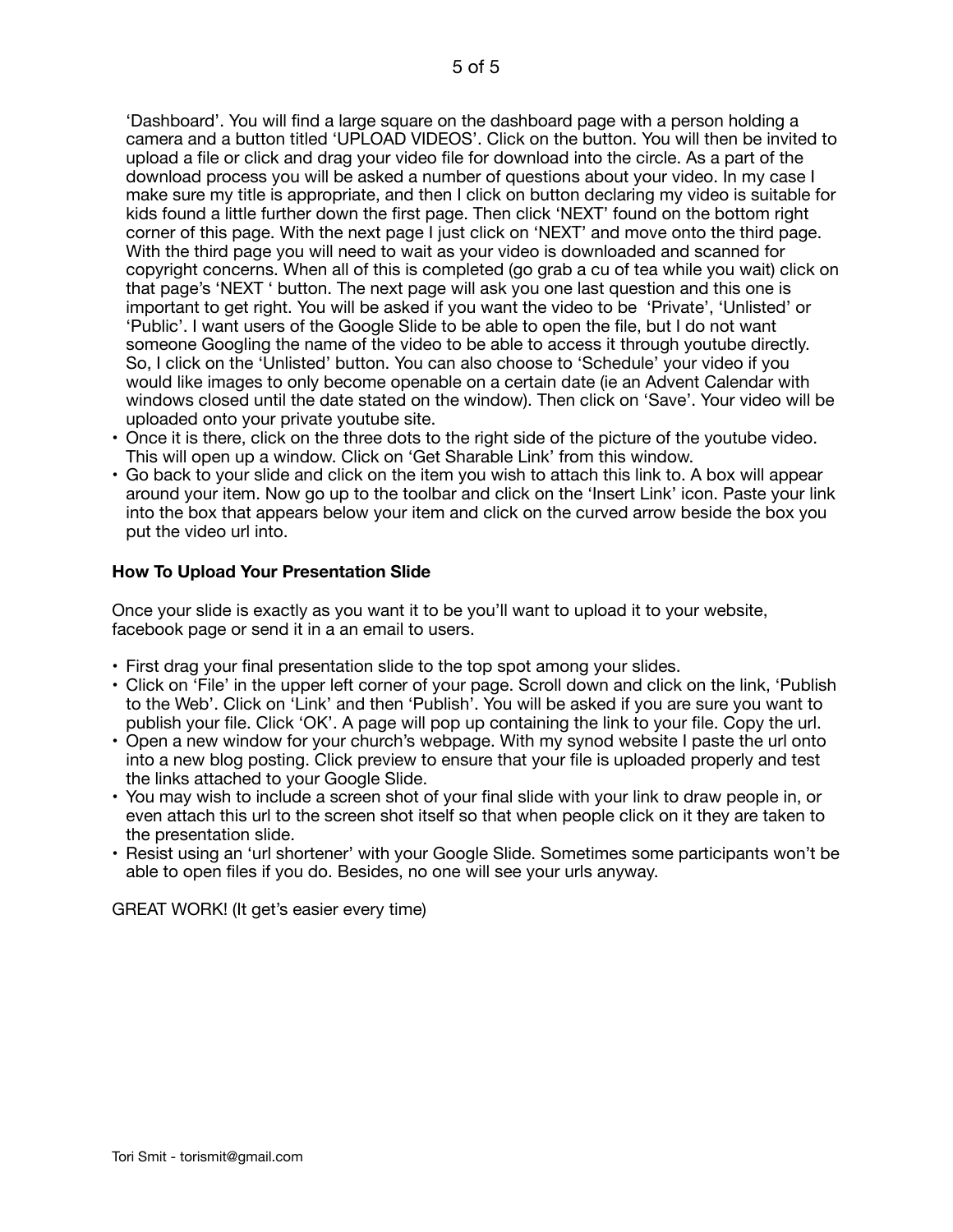'Dashboard'. You will find a large square on the dashboard page with a person holding a camera and a button titled 'UPLOAD VIDEOS'. Click on the button. You will then be invited to upload a file or click and drag your video file for download into the circle. As a part of the download process you will be asked a number of questions about your video. In my case I make sure my title is appropriate, and then I click on button declaring my video is suitable for kids found a little further down the first page. Then click 'NEXT' found on the bottom right corner of this page. With the next page I just click on 'NEXT' and move onto the third page. With the third page you will need to wait as your video is downloaded and scanned for copyright concerns. When all of this is completed (go grab a cu of tea while you wait) click on that page's 'NEXT ' button. The next page will ask you one last question and this one is important to get right. You will be asked if you want the video to be 'Private', 'Unlisted' or 'Public'. I want users of the Google Slide to be able to open the file, but I do not want someone Googling the name of the video to be able to access it through youtube directly. So, I click on the 'Unlisted' button. You can also choose to 'Schedule' your video if you would like images to only become openable on a certain date (ie an Advent Calendar with windows closed until the date stated on the window). Then click on 'Save'. Your video will be uploaded onto your private youtube site.

- Once it is there, click on the three dots to the right side of the picture of the youtube video. This will open up a window. Click on 'Get Sharable Link' from this window.
- Go back to your slide and click on the item you wish to attach this link to. A box will appear around your item. Now go up to the toolbar and click on the 'Insert Link' icon. Paste your link into the box that appears below your item and click on the curved arrow beside the box you put the video url into.

**How To Upload Your Presentation Slide**

Once your slide is exactly as you want it to be you'll want to upload it to your website, facebook page or send it in a an email to users.

- First drag your final presentation slide to the top spot among your slides.
- Click on 'File' in the upper left corner of your page. Scroll down and click on the link, 'Publish to the Web'. Click on 'Link' and then 'Publish'. You will be asked if you are sure you want to publish your file. Click 'OK'. A page will pop up containing the link to your file. Copy the url.
- Open a new window for your church's webpage. With my synod website I paste the url onto into a new blog posting. Click preview to ensure that your file is uploaded properly and test the links attached to your Google Slide.
- You may wish to include a screen shot of your final slide with your link to draw people in, or even attach this url to the screen shot itself so that when people click on it they are taken to the presentation slide.
- Resist using an 'url shortener' with your Google Slide. Sometimes some participants won't be able to open files if you do. Besides, no one will see your urls anyway.

GREAT WORK! (It get's easier every time)

Tori Smit - torismit@gmail.com